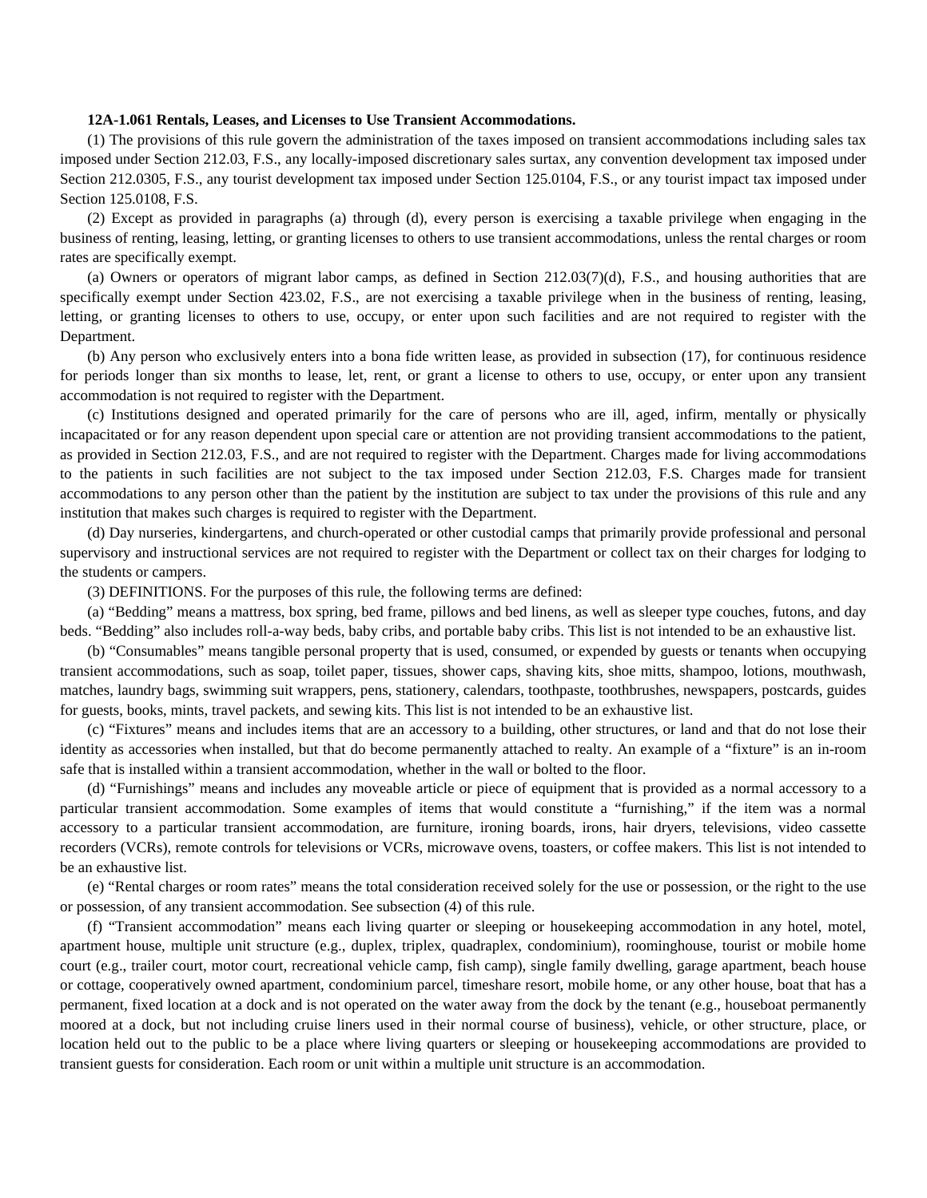**12A-1.061 Rentals, Leases, and Licenses to Use Transient Accommodations.**

(1) The provisions of this rule govern the administration of the taxes imposed on transient accommodations including sales tax imposed under Section 212.03, F.S., any locally-imposed discretionary sales surtax, any convention development tax imposed under Section 212.0305, F.S., any tourist development tax imposed under Section 125.0104, F.S., or any tourist impact tax imposed under Section 125.0108, F.S.

(2) Except as provided in paragraphs (a) through (d), every person is exercising a taxable privilege when engaging in the business of renting, leasing, letting, or granting licenses to others to use transient accommodations, unless the rental charges or room rates are specifically exempt.

(a) Owners or operators of migrant labor camps, as defined in Section 212.03(7)(d), F.S., and housing authorities that are specifically exempt under Section 423.02, F.S., are not exercising a taxable privilege when in the business of renting, leasing, letting, or granting licenses to others to use, occupy, or enter upon such facilities and are not required to register with the Department.

(b) Any person who exclusively enters into a bona fide written lease, as provided in subsection (17), for continuous residence for periods longer than six months to lease, let, rent, or grant a license to others to use, occupy, or enter upon any transient accommodation is not required to register with the Department.

(c) Institutions designed and operated primarily for the care of persons who are ill, aged, infirm, mentally or physically incapacitated or for any reason dependent upon special care or attention are not providing transient accommodations to the patient, as provided in Section 212.03, F.S., and are not required to register with the Department. Charges made for living accommodations to the patients in such facilities are not subject to the tax imposed under Section 212.03, F.S. Charges made for transient accommodations to any person other than the patient by the institution are subject to tax under the provisions of this rule and any institution that makes such charges is required to register with the Department.

(d) Day nurseries, kindergartens, and church-operated or other custodial camps that primarily provide professional and personal supervisory and instructional services are not required to register with the Department or collect tax on their charges for lodging to the students or campers.

(3) DEFINITIONS. For the purposes of this rule, the following terms are defined:

(a) "Bedding" means a mattress, box spring, bed frame, pillows and bed linens, as well as sleeper type couches, futons, and day beds. "Bedding" also includes roll-a-way beds, baby cribs, and portable baby cribs. This list is not intended to be an exhaustive list.

(b) "Consumables" means tangible personal property that is used, consumed, or expended by guests or tenants when occupying transient accommodations, such as soap, toilet paper, tissues, shower caps, shaving kits, shoe mitts, shampoo, lotions, mouthwash, matches, laundry bags, swimming suit wrappers, pens, stationery, calendars, toothpaste, toothbrushes, newspapers, postcards, guides for guests, books, mints, travel packets, and sewing kits. This list is not intended to be an exhaustive list.

(c) "Fixtures" means and includes items that are an accessory to a building, other structures, or land and that do not lose their identity as accessories when installed, but that do become permanently attached to realty. An example of a "fixture" is an in-room safe that is installed within a transient accommodation, whether in the wall or bolted to the floor.

(d) "Furnishings" means and includes any moveable article or piece of equipment that is provided as a normal accessory to a particular transient accommodation. Some examples of items that would constitute a "furnishing," if the item was a normal accessory to a particular transient accommodation, are furniture, ironing boards, irons, hair dryers, televisions, video cassette recorders (VCRs), remote controls for televisions or VCRs, microwave ovens, toasters, or coffee makers. This list is not intended to be an exhaustive list.

(e) "Rental charges or room rates" means the total consideration received solely for the use or possession, or the right to the use or possession, of any transient accommodation. See subsection (4) of this rule.

(f) "Transient accommodation" means each living quarter or sleeping or housekeeping accommodation in any hotel, motel, apartment house, multiple unit structure (e.g., duplex, triplex, quadraplex, condominium), roominghouse, tourist or mobile home court (e.g., trailer court, motor court, recreational vehicle camp, fish camp), single family dwelling, garage apartment, beach house or cottage, cooperatively owned apartment, condominium parcel, timeshare resort, mobile home, or any other house, boat that has a permanent, fixed location at a dock and is not operated on the water away from the dock by the tenant (e.g., houseboat permanently moored at a dock, but not including cruise liners used in their normal course of business), vehicle, or other structure, place, or location held out to the public to be a place where living quarters or sleeping or housekeeping accommodations are provided to transient guests for consideration. Each room or unit within a multiple unit structure is an accommodation.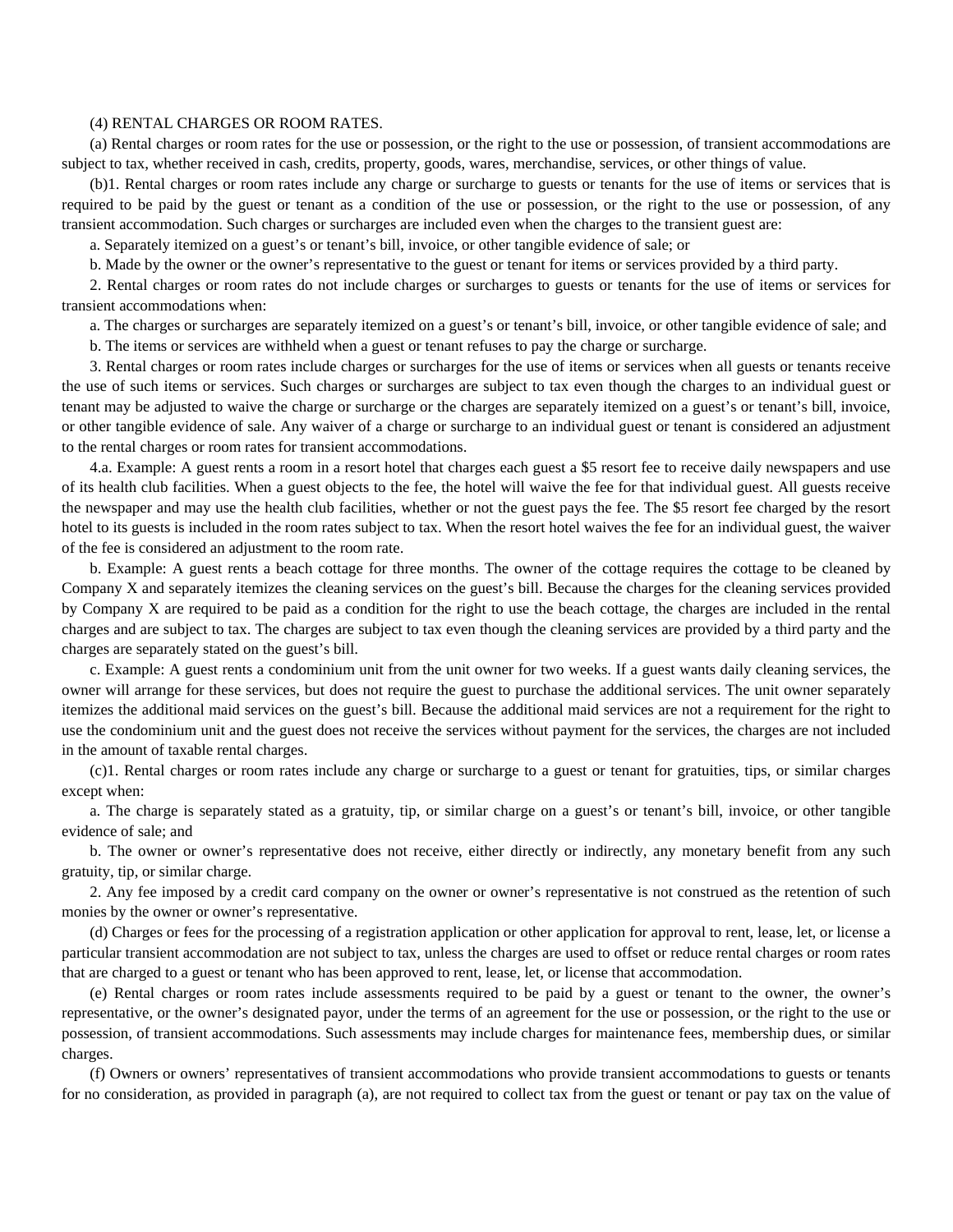(4) RENTAL CHARGES OR ROOM RATES.

(a) Rental charges or room rates for the use or possession, or the right to the use or possession, of transient accommodations are subject to tax, whether received in cash, credits, property, goods, wares, merchandise, services, or other things of value.

(b)1. Rental charges or room rates include any charge or surcharge to guests or tenants for the use of items or services that is required to be paid by the guest or tenant as a condition of the use or possession, or the right to the use or possession, of any transient accommodation. Such charges or surcharges are included even when the charges to the transient guest are:

a. Separately itemized on a guest's or tenant's bill, invoice, or other tangible evidence of sale; or

b. Made by the owner or the owner's representative to the guest or tenant for items or services provided by a third party.

2. Rental charges or room rates do not include charges or surcharges to guests or tenants for the use of items or services for transient accommodations when:

a. The charges or surcharges are separately itemized on a guest's or tenant's bill, invoice, or other tangible evidence of sale; and

b. The items or services are withheld when a guest or tenant refuses to pay the charge or surcharge.

3. Rental charges or room rates include charges or surcharges for the use of items or services when all guests or tenants receive the use of such items or services. Such charges or surcharges are subject to tax even though the charges to an individual guest or tenant may be adjusted to waive the charge or surcharge or the charges are separately itemized on a guest's or tenant's bill, invoice, or other tangible evidence of sale. Any waiver of a charge or surcharge to an individual guest or tenant is considered an adjustment to the rental charges or room rates for transient accommodations.

4.a. Example: A guest rents a room in a resort hotel that charges each guest a $5 resort fee to receive daily newspapers and use of its health club facilities. When a guest objects to the fee, the hotel will waive the fee for that individual guest. All guests receive the newspaper and may use the health club facilities, whether or not the guest pays the fee. The $5 resort fee charged by the resort hotel to its guests is included in the room rates subject to tax. When the resort hotel waives the fee for an individual guest, the waiver of the fee is considered an adjustment to the room rate.

b. Example: A guest rents a beach cottage for three months. The owner of the cottage requires the cottage to be cleaned by Company X and separately itemizes the cleaning services on the guest's bill. Because the charges for the cleaning services provided by Company X are required to be paid as a condition for the right to use the beach cottage, the charges are included in the rental charges and are subject to tax. The charges are subject to tax even though the cleaning services are provided by a third party and the charges are separately stated on the guest's bill.

c. Example: A guest rents a condominium unit from the unit owner for two weeks. If a guest wants daily cleaning services, the owner will arrange for these services, but does not require the guest to purchase the additional services. The unit owner separately itemizes the additional maid services on the guest's bill. Because the additional maid services are not a requirement for the right to use the condominium unit and the guest does not receive the services without payment for the services, the charges are not included in the amount of taxable rental charges.

(c)1. Rental charges or room rates include any charge or surcharge to a guest or tenant for gratuities, tips, or similar charges except when:

a. The charge is separately stated as a gratuity, tip, or similar charge on a guest's or tenant's bill, invoice, or other tangible evidence of sale; and

b. The owner or owner's representative does not receive, either directly or indirectly, any monetary benefit from any such gratuity, tip, or similar charge.

2. Any fee imposed by a credit card company on the owner or owner's representative is not construed as the retention of such monies by the owner or owner's representative.

(d) Charges or fees for the processing of a registration application or other application for approval to rent, lease, let, or license a particular transient accommodation are not subject to tax, unless the charges are used to offset or reduce rental charges or room rates that are charged to a guest or tenant who has been approved to rent, lease, let, or license that accommodation.

(e) Rental charges or room rates include assessments required to be paid by a guest or tenant to the owner, the owner's representative, or the owner's designated payor, under the terms of an agreement for the use or possession, or the right to the use or possession, of transient accommodations. Such assessments may include charges for maintenance fees, membership dues, or similar charges.

(f) Owners or owners' representatives of transient accommodations who provide transient accommodations to guests or tenants for no consideration, as provided in paragraph (a), are not required to collect tax from the guest or tenant or pay tax on the value of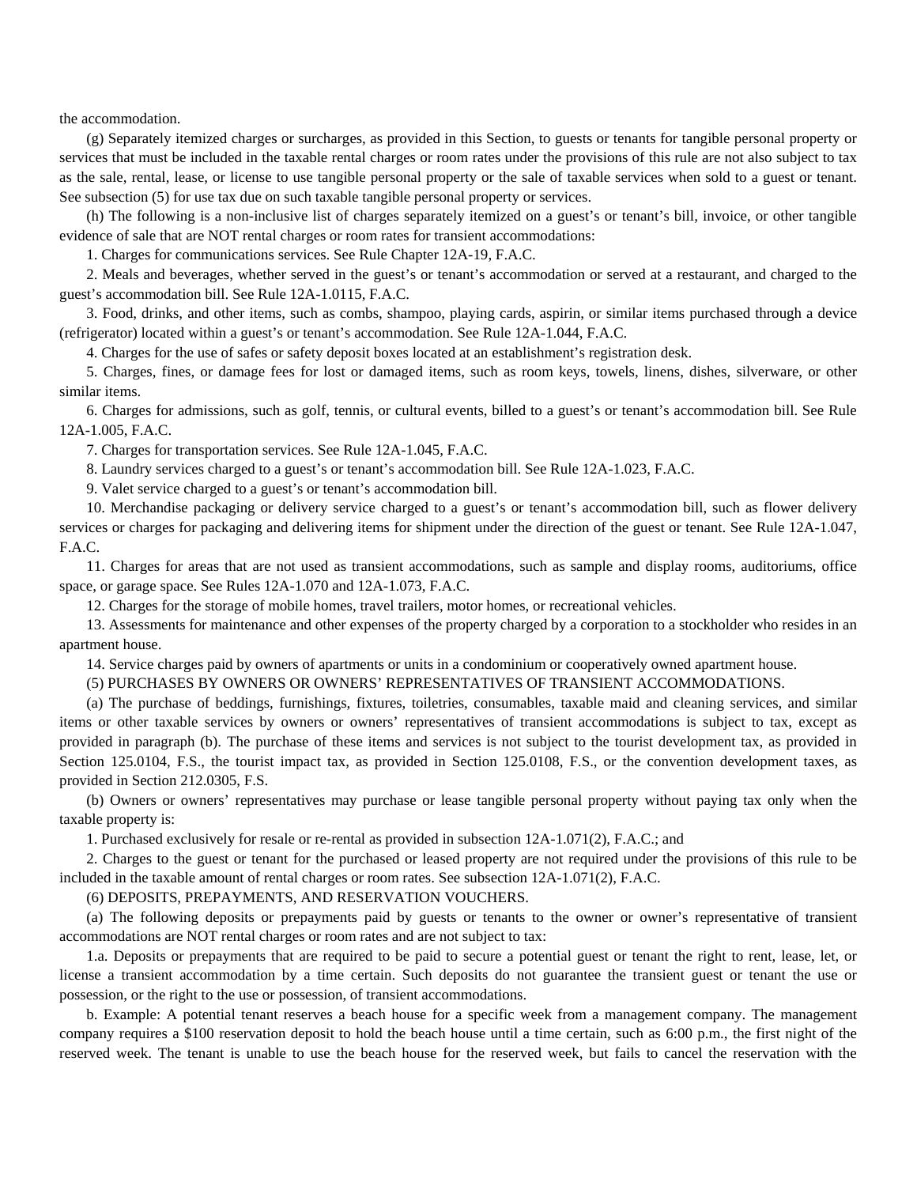the accommodation.

(g) Separately itemized charges or surcharges, as provided in this Section, to guests or tenants for tangible personal property or services that must be included in the taxable rental charges or room rates under the provisions of this rule are not also subject to tax as the sale, rental, lease, or license to use tangible personal property or the sale of taxable services when sold to a guest or tenant. See subsection (5) for use tax due on such taxable tangible personal property or services.

(h) The following is a non-inclusive list of charges separately itemized on a guest's or tenant's bill, invoice, or other tangible evidence of sale that are NOT rental charges or room rates for transient accommodations:

1. Charges for communications services. See Rule Chapter 12A-19, F.A.C.

2. Meals and beverages, whether served in the guest's or tenant's accommodation or served at a restaurant, and charged to the guest's accommodation bill. See Rule 12A-1.0115, F.A.C.

3. Food, drinks, and other items, such as combs, shampoo, playing cards, aspirin, or similar items purchased through a device (refrigerator) located within a guest's or tenant's accommodation. See Rule 12A-1.044, F.A.C.

4. Charges for the use of safes or safety deposit boxes located at an establishment's registration desk.

5. Charges, fines, or damage fees for lost or damaged items, such as room keys, towels, linens, dishes, silverware, or other similar items.

6. Charges for admissions, such as golf, tennis, or cultural events, billed to a guest's or tenant's accommodation bill. See Rule 12A-1.005, F.A.C.

7. Charges for transportation services. See Rule 12A-1.045, F.A.C.

8. Laundry services charged to a guest's or tenant's accommodation bill. See Rule 12A-1.023, F.A.C.

9. Valet service charged to a guest's or tenant's accommodation bill.

10. Merchandise packaging or delivery service charged to a guest's or tenant's accommodation bill, such as flower delivery services or charges for packaging and delivering items for shipment under the direction of the guest or tenant. See Rule 12A-1.047, F.A.C.

11. Charges for areas that are not used as transient accommodations, such as sample and display rooms, auditoriums, office space, or garage space. See Rules 12A-1.070 and 12A-1.073, F.A.C.

12. Charges for the storage of mobile homes, travel trailers, motor homes, or recreational vehicles.

13. Assessments for maintenance and other expenses of the property charged by a corporation to a stockholder who resides in an apartment house.

14. Service charges paid by owners of apartments or units in a condominium or cooperatively owned apartment house.

(5) PURCHASES BY OWNERS OR OWNERS' REPRESENTATIVES OF TRANSIENT ACCOMMODATIONS.

(a) The purchase of beddings, furnishings, fixtures, toiletries, consumables, taxable maid and cleaning services, and similar items or other taxable services by owners or owners' representatives of transient accommodations is subject to tax, except as provided in paragraph (b). The purchase of these items and services is not subject to the tourist development tax, as provided in Section 125.0104, F.S., the tourist impact tax, as provided in Section 125.0108, F.S., or the convention development taxes, as provided in Section 212.0305, F.S.

(b) Owners or owners' representatives may purchase or lease tangible personal property without paying tax only when the taxable property is:

1. Purchased exclusively for resale or re-rental as provided in subsection 12A-1.071(2), F.A.C.; and

2. Charges to the guest or tenant for the purchased or leased property are not required under the provisions of this rule to be included in the taxable amount of rental charges or room rates. See subsection 12A-1.071(2), F.A.C.

(6) DEPOSITS, PREPAYMENTS, AND RESERVATION VOUCHERS.

(a) The following deposits or prepayments paid by guests or tenants to the owner or owner's representative of transient accommodations are NOT rental charges or room rates and are not subject to tax:

1.a. Deposits or prepayments that are required to be paid to secure a potential guest or tenant the right to rent, lease, let, or license a transient accommodation by a time certain. Such deposits do not guarantee the transient guest or tenant the use or possession, or the right to the use or possession, of transient accommodations.

b. Example: A potential tenant reserves a beach house for a specific week from a management company. The management company requires a $100 reservation deposit to hold the beach house until a time certain, such as 6:00 p.m., the first night of the reserved week. The tenant is unable to use the beach house for the reserved week, but fails to cancel the reservation with the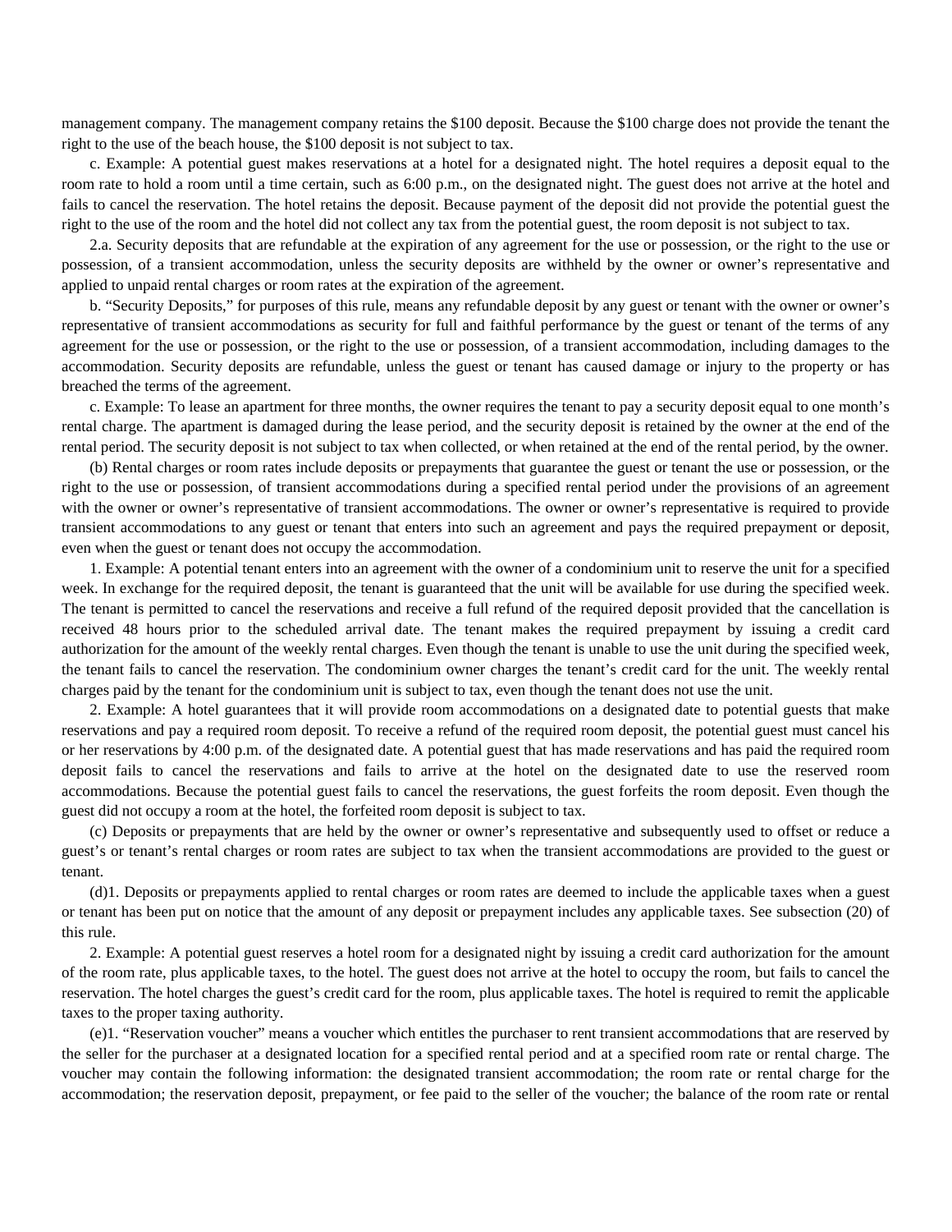management company. The management company retains the $100 deposit. Because the $100 charge does not provide the tenant the right to the use of the beach house, the $100 deposit is not subject to tax.

c. Example: A potential guest makes reservations at a hotel for a designated night. The hotel requires a deposit equal to the room rate to hold a room until a time certain, such as 6:00 p.m., on the designated night. The guest does not arrive at the hotel and fails to cancel the reservation. The hotel retains the deposit. Because payment of the deposit did not provide the potential guest the right to the use of the room and the hotel did not collect any tax from the potential guest, the room deposit is not subject to tax.

2.a. Security deposits that are refundable at the expiration of any agreement for the use or possession, or the right to the use or possession, of a transient accommodation, unless the security deposits are withheld by the owner or owner's representative and applied to unpaid rental charges or room rates at the expiration of the agreement.

b. "Security Deposits," for purposes of this rule, means any refundable deposit by any guest or tenant with the owner or owner's representative of transient accommodations as security for full and faithful performance by the guest or tenant of the terms of any agreement for the use or possession, or the right to the use or possession, of a transient accommodation, including damages to the accommodation. Security deposits are refundable, unless the guest or tenant has caused damage or injury to the property or has breached the terms of the agreement.

c. Example: To lease an apartment for three months, the owner requires the tenant to pay a security deposit equal to one month's rental charge. The apartment is damaged during the lease period, and the security deposit is retained by the owner at the end of the rental period. The security deposit is not subject to tax when collected, or when retained at the end of the rental period, by the owner.

(b) Rental charges or room rates include deposits or prepayments that guarantee the guest or tenant the use or possession, or the right to the use or possession, of transient accommodations during a specified rental period under the provisions of an agreement with the owner or owner's representative of transient accommodations. The owner or owner's representative is required to provide transient accommodations to any guest or tenant that enters into such an agreement and pays the required prepayment or deposit, even when the guest or tenant does not occupy the accommodation.

1. Example: A potential tenant enters into an agreement with the owner of a condominium unit to reserve the unit for a specified week. In exchange for the required deposit, the tenant is guaranteed that the unit will be available for use during the specified week. The tenant is permitted to cancel the reservations and receive a full refund of the required deposit provided that the cancellation is received 48 hours prior to the scheduled arrival date. The tenant makes the required prepayment by issuing a credit card authorization for the amount of the weekly rental charges. Even though the tenant is unable to use the unit during the specified week, the tenant fails to cancel the reservation. The condominium owner charges the tenant's credit card for the unit. The weekly rental charges paid by the tenant for the condominium unit is subject to tax, even though the tenant does not use the unit.

2. Example: A hotel guarantees that it will provide room accommodations on a designated date to potential guests that make reservations and pay a required room deposit. To receive a refund of the required room deposit, the potential guest must cancel his or her reservations by 4:00 p.m. of the designated date. A potential guest that has made reservations and has paid the required room deposit fails to cancel the reservations and fails to arrive at the hotel on the designated date to use the reserved room accommodations. Because the potential guest fails to cancel the reservations, the guest forfeits the room deposit. Even though the guest did not occupy a room at the hotel, the forfeited room deposit is subject to tax.

(c) Deposits or prepayments that are held by the owner or owner's representative and subsequently used to offset or reduce a guest's or tenant's rental charges or room rates are subject to tax when the transient accommodations are provided to the guest or tenant.

(d)1. Deposits or prepayments applied to rental charges or room rates are deemed to include the applicable taxes when a guest or tenant has been put on notice that the amount of any deposit or prepayment includes any applicable taxes. See subsection (20) of this rule.

2. Example: A potential guest reserves a hotel room for a designated night by issuing a credit card authorization for the amount of the room rate, plus applicable taxes, to the hotel. The guest does not arrive at the hotel to occupy the room, but fails to cancel the reservation. The hotel charges the guest's credit card for the room, plus applicable taxes. The hotel is required to remit the applicable taxes to the proper taxing authority.

(e)1. "Reservation voucher" means a voucher which entitles the purchaser to rent transient accommodations that are reserved by the seller for the purchaser at a designated location for a specified rental period and at a specified room rate or rental charge. The voucher may contain the following information: the designated transient accommodation; the room rate or rental charge for the accommodation; the reservation deposit, prepayment, or fee paid to the seller of the voucher; the balance of the room rate or rental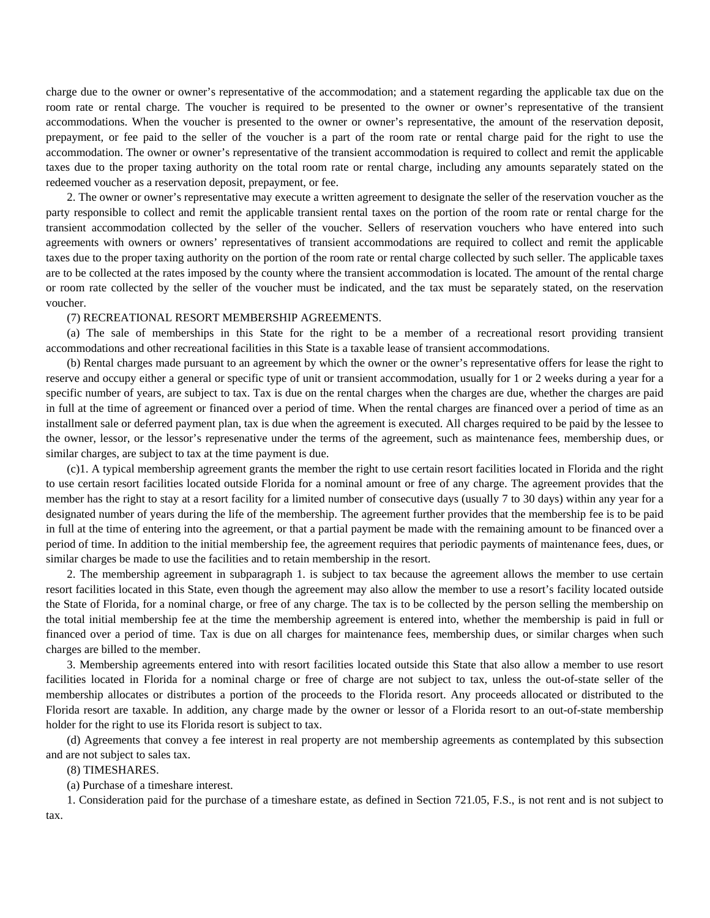charge due to the owner or owner's representative of the accommodation; and a statement regarding the applicable tax due on the room rate or rental charge. The voucher is required to be presented to the owner or owner's representative of the transient accommodations. When the voucher is presented to the owner or owner's representative, the amount of the reservation deposit, prepayment, or fee paid to the seller of the voucher is a part of the room rate or rental charge paid for the right to use the accommodation. The owner or owner's representative of the transient accommodation is required to collect and remit the applicable taxes due to the proper taxing authority on the total room rate or rental charge, including any amounts separately stated on the redeemed voucher as a reservation deposit, prepayment, or fee.

2. The owner or owner's representative may execute a written agreement to designate the seller of the reservation voucher as the party responsible to collect and remit the applicable transient rental taxes on the portion of the room rate or rental charge for the transient accommodation collected by the seller of the voucher. Sellers of reservation vouchers who have entered into such agreements with owners or owners' representatives of transient accommodations are required to collect and remit the applicable taxes due to the proper taxing authority on the portion of the room rate or rental charge collected by such seller. The applicable taxes are to be collected at the rates imposed by the county where the transient accommodation is located. The amount of the rental charge or room rate collected by the seller of the voucher must be indicated, and the tax must be separately stated, on the reservation voucher.

(7) RECREATIONAL RESORT MEMBERSHIP AGREEMENTS.

(a) The sale of memberships in this State for the right to be a member of a recreational resort providing transient accommodations and other recreational facilities in this State is a taxable lease of transient accommodations.

(b) Rental charges made pursuant to an agreement by which the owner or the owner's representative offers for lease the right to reserve and occupy either a general or specific type of unit or transient accommodation, usually for 1 or 2 weeks during a year for a specific number of years, are subject to tax. Tax is due on the rental charges when the charges are due, whether the charges are paid in full at the time of agreement or financed over a period of time. When the rental charges are financed over a period of time as an installment sale or deferred payment plan, tax is due when the agreement is executed. All charges required to be paid by the lessee to the owner, lessor, or the lessor's represenative under the terms of the agreement, such as maintenance fees, membership dues, or similar charges, are subject to tax at the time payment is due.

(c)1. A typical membership agreement grants the member the right to use certain resort facilities located in Florida and the right to use certain resort facilities located outside Florida for a nominal amount or free of any charge. The agreement provides that the member has the right to stay at a resort facility for a limited number of consecutive days (usually 7 to 30 days) within any year for a designated number of years during the life of the membership. The agreement further provides that the membership fee is to be paid in full at the time of entering into the agreement, or that a partial payment be made with the remaining amount to be financed over a period of time. In addition to the initial membership fee, the agreement requires that periodic payments of maintenance fees, dues, or similar charges be made to use the facilities and to retain membership in the resort.

2. The membership agreement in subparagraph 1. is subject to tax because the agreement allows the member to use certain resort facilities located in this State, even though the agreement may also allow the member to use a resort's facility located outside the State of Florida, for a nominal charge, or free of any charge. The tax is to be collected by the person selling the membership on the total initial membership fee at the time the membership agreement is entered into, whether the membership is paid in full or financed over a period of time. Tax is due on all charges for maintenance fees, membership dues, or similar charges when such charges are billed to the member.

3. Membership agreements entered into with resort facilities located outside this State that also allow a member to use resort facilities located in Florida for a nominal charge or free of charge are not subject to tax, unless the out-of-state seller of the membership allocates or distributes a portion of the proceeds to the Florida resort. Any proceeds allocated or distributed to the Florida resort are taxable. In addition, any charge made by the owner or lessor of a Florida resort to an out-of-state membership holder for the right to use its Florida resort is subject to tax.

(d) Agreements that convey a fee interest in real property are not membership agreements as contemplated by this subsection and are not subject to sales tax.

(8) TIMESHARES.

(a) Purchase of a timeshare interest.

1. Consideration paid for the purchase of a timeshare estate, as defined in Section 721.05, F.S., is not rent and is not subject to tax.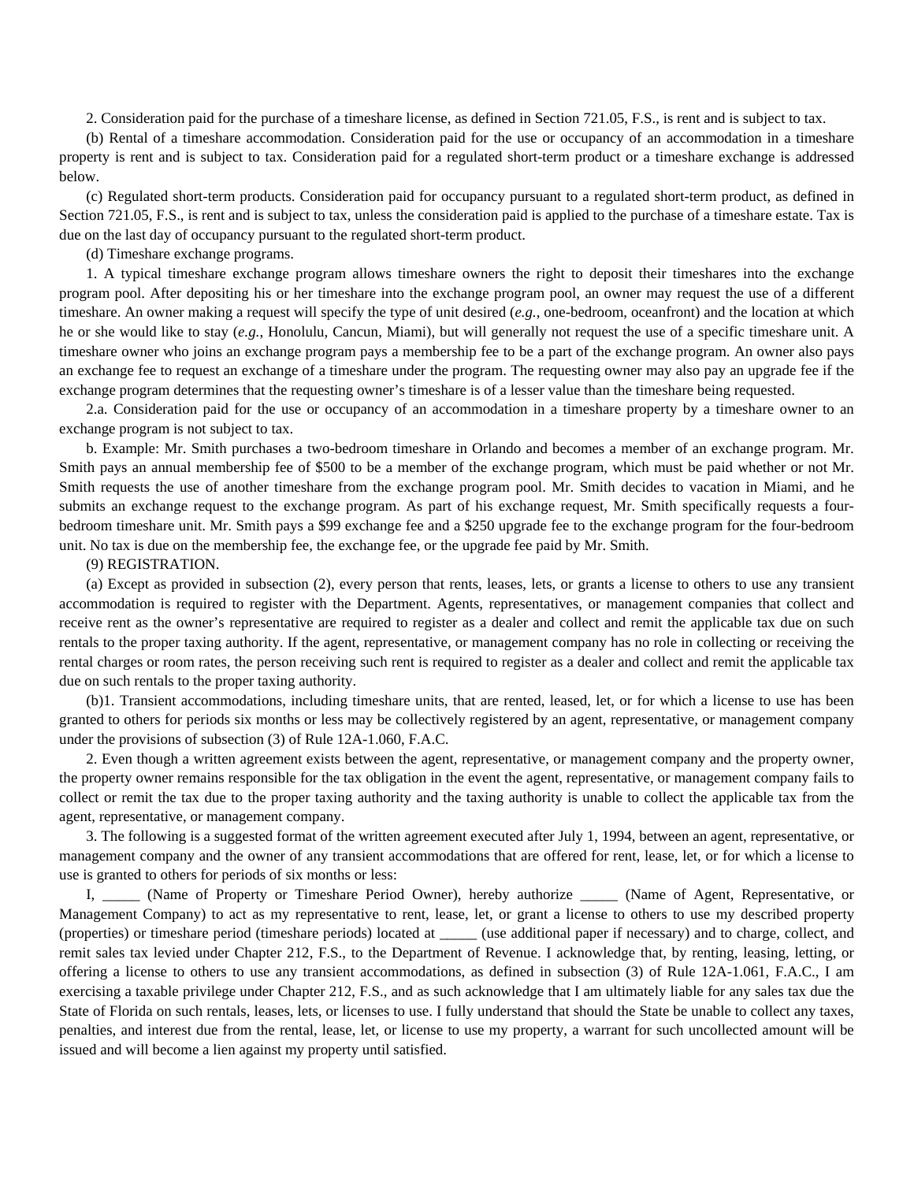2. Consideration paid for the purchase of a timeshare license, as defined in Section 721.05, F.S., is rent and is subject to tax.

(b) Rental of a timeshare accommodation. Consideration paid for the use or occupancy of an accommodation in a timeshare property is rent and is subject to tax. Consideration paid for a regulated short-term product or a timeshare exchange is addressed below.

(c) Regulated short-term products. Consideration paid for occupancy pursuant to a regulated short-term product, as defined in Section 721.05, F.S., is rent and is subject to tax, unless the consideration paid is applied to the purchase of a timeshare estate. Tax is due on the last day of occupancy pursuant to the regulated short-term product.

(d) Timeshare exchange programs.

1. A typical timeshare exchange program allows timeshare owners the right to deposit their timeshares into the exchange program pool. After depositing his or her timeshare into the exchange program pool, an owner may request the use of a different timeshare. An owner making a request will specify the type of unit desired (*e.g.,* one-bedroom, oceanfront) and the location at which he or she would like to stay (*e.g.,* Honolulu, Cancun, Miami), but will generally not request the use of a specific timeshare unit. A timeshare owner who joins an exchange program pays a membership fee to be a part of the exchange program. An owner also pays an exchange fee to request an exchange of a timeshare under the program. The requesting owner may also pay an upgrade fee if the exchange program determines that the requesting owner's timeshare is of a lesser value than the timeshare being requested.

2.a. Consideration paid for the use or occupancy of an accommodation in a timeshare property by a timeshare owner to an exchange program is not subject to tax.

b. Example: Mr. Smith purchases a two-bedroom timeshare in Orlando and becomes a member of an exchange program. Mr. Smith pays an annual membership fee of $500 to be a member of the exchange program, which must be paid whether or not Mr. Smith requests the use of another timeshare from the exchange program pool. Mr. Smith decides to vacation in Miami, and he submits an exchange request to the exchange program. As part of his exchange request, Mr. Smith specifically requests a four-bedroom timeshare unit. Mr. Smith pays a $99 exchange fee and a $250 upgrade fee to the exchange program for the four-bedroom unit. No tax is due on the membership fee, the exchange fee, or the upgrade fee paid by Mr. Smith.

(9) REGISTRATION.

(a) Except as provided in subsection (2), every person that rents, leases, lets, or grants a license to others to use any transient accommodation is required to register with the Department. Agents, representatives, or management companies that collect and receive rent as the owner's representative are required to register as a dealer and collect and remit the applicable tax due on such rentals to the proper taxing authority. If the agent, representative, or management company has no role in collecting or receiving the rental charges or room rates, the person receiving such rent is required to register as a dealer and collect and remit the applicable tax due on such rentals to the proper taxing authority.

(b)1. Transient accommodations, including timeshare units, that are rented, leased, let, or for which a license to use has been granted to others for periods six months or less may be collectively registered by an agent, representative, or management company under the provisions of subsection (3) of Rule 12A-1.060, F.A.C.

2. Even though a written agreement exists between the agent, representative, or management company and the property owner, the property owner remains responsible for the tax obligation in the event the agent, representative, or management company fails to collect or remit the tax due to the proper taxing authority and the taxing authority is unable to collect the applicable tax from the agent, representative, or management company.

3. The following is a suggested format of the written agreement executed after July 1, 1994, between an agent, representative, or management company and the owner of any transient accommodations that are offered for rent, lease, let, or for which a license to use is granted to others for periods of six months or less:

I, _____ (Name of Property or Timeshare Period Owner), hereby authorize _____ (Name of Agent, Representative, or Management Company) to act as my representative to rent, lease, let, or grant a license to others to use my described property (properties) or timeshare period (timeshare periods) located at _____ (use additional paper if necessary) and to charge, collect, and remit sales tax levied under Chapter 212, F.S., to the Department of Revenue. I acknowledge that, by renting, leasing, letting, or offering a license to others to use any transient accommodations, as defined in subsection (3) of Rule 12A-1.061, F.A.C., I am exercising a taxable privilege under Chapter 212, F.S., and as such acknowledge that I am ultimately liable for any sales tax due the State of Florida on such rentals, leases, lets, or licenses to use. I fully understand that should the State be unable to collect any taxes, penalties, and interest due from the rental, lease, let, or license to use my property, a warrant for such uncollected amount will be issued and will become a lien against my property until satisfied.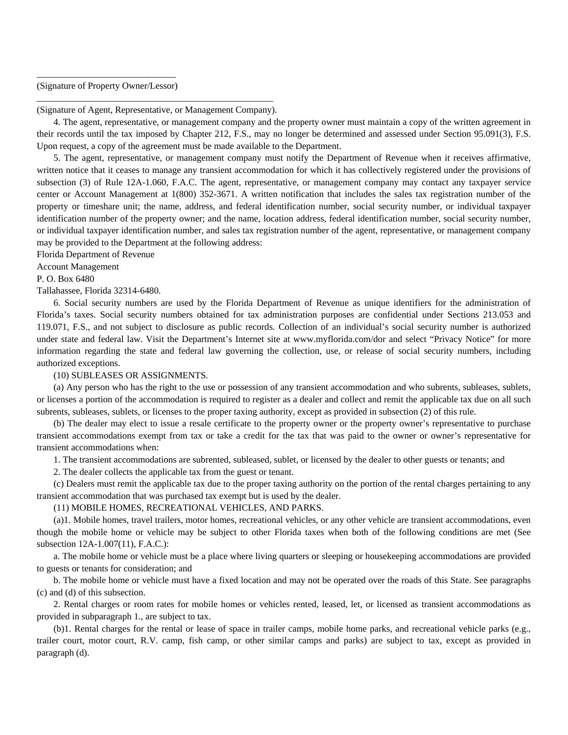\_\_\_\_\_\_\_\_\_\_\_\_\_\_\_\_\_\_\_\_\_\_\_\_\_\_\_\_\_\_

(Signature of Property Owner/Lessor)

\_\_\_\_\_\_\_\_\_\_\_\_\_\_\_\_\_\_\_\_\_\_\_\_\_\_\_\_\_\_\_\_\_\_\_\_\_\_\_\_\_\_\_\_\_\_\_\_\_\_\_\_

(Signature of Agent, Representative, or Management Company).

4. The agent, representative, or management company and the property owner must maintain a copy of the written agreement in their records until the tax imposed by Chapter 212, F.S., may no longer be determined and assessed under Section 95.091(3), F.S. Upon request, a copy of the agreement must be made available to the Department.

5. The agent, representative, or management company must notify the Department of Revenue when it receives affirmative, written notice that it ceases to manage any transient accommodation for which it has collectively registered under the provisions of subsection (3) of Rule 12A-1.060, F.A.C. The agent, representative, or management company may contact any taxpayer service center or Account Management at 1(800) 352-3671. A written notification that includes the sales tax registration number of the property or timeshare unit; the name, address, and federal identification number, social security number, or individual taxpayer identification number of the property owner; and the name, location address, federal identification number, social security number, or individual taxpayer identification number, and sales tax registration number of the agent, representative, or management company may be provided to the Department at the following address:

Florida Department of Revenue
Account Management
P. O. Box 6480
Tallahassee, Florida 32314-6480.

6. Social security numbers are used by the Florida Department of Revenue as unique identifiers for the administration of Florida's taxes. Social security numbers obtained for tax administration purposes are confidential under Sections 213.053 and 119.071, F.S., and not subject to disclosure as public records. Collection of an individual's social security number is authorized under state and federal law. Visit the Department's Internet site at www.myflorida.com/dor and select "Privacy Notice" for more information regarding the state and federal law governing the collection, use, or release of social security numbers, including authorized exceptions.

(10) SUBLEASES OR ASSIGNMENTS.

(a) Any person who has the right to the use or possession of any transient accommodation and who subrents, subleases, sublets, or licenses a portion of the accommodation is required to register as a dealer and collect and remit the applicable tax due on all such subrents, subleases, sublets, or licenses to the proper taxing authority, except as provided in subsection (2) of this rule.

(b) The dealer may elect to issue a resale certificate to the property owner or the property owner's representative to purchase transient accommodations exempt from tax or take a credit for the tax that was paid to the owner or owner's representative for transient accommodations when:

1. The transient accommodations are subrented, subleased, sublet, or licensed by the dealer to other guests or tenants; and

2. The dealer collects the applicable tax from the guest or tenant.

(c) Dealers must remit the applicable tax due to the proper taxing authority on the portion of the rental charges pertaining to any transient accommodation that was purchased tax exempt but is used by the dealer.

(11) MOBILE HOMES, RECREATIONAL VEHICLES, AND PARKS.

(a)1. Mobile homes, travel trailers, motor homes, recreational vehicles, or any other vehicle are transient accommodations, even though the mobile home or vehicle may be subject to other Florida taxes when both of the following conditions are met (See subsection 12A-1.007(11), F.A.C.):

a. The mobile home or vehicle must be a place where living quarters or sleeping or housekeeping accommodations are provided to guests or tenants for consideration; and

b. The mobile home or vehicle must have a fixed location and may not be operated over the roads of this State. See paragraphs (c) and (d) of this subsection.

2. Rental charges or room rates for mobile homes or vehicles rented, leased, let, or licensed as transient accommodations as provided in subparagraph 1., are subject to tax.

(b)1. Rental charges for the rental or lease of space in trailer camps, mobile home parks, and recreational vehicle parks (e.g., trailer court, motor court, R.V. camp, fish camp, or other similar camps and parks) are subject to tax, except as provided in paragraph (d).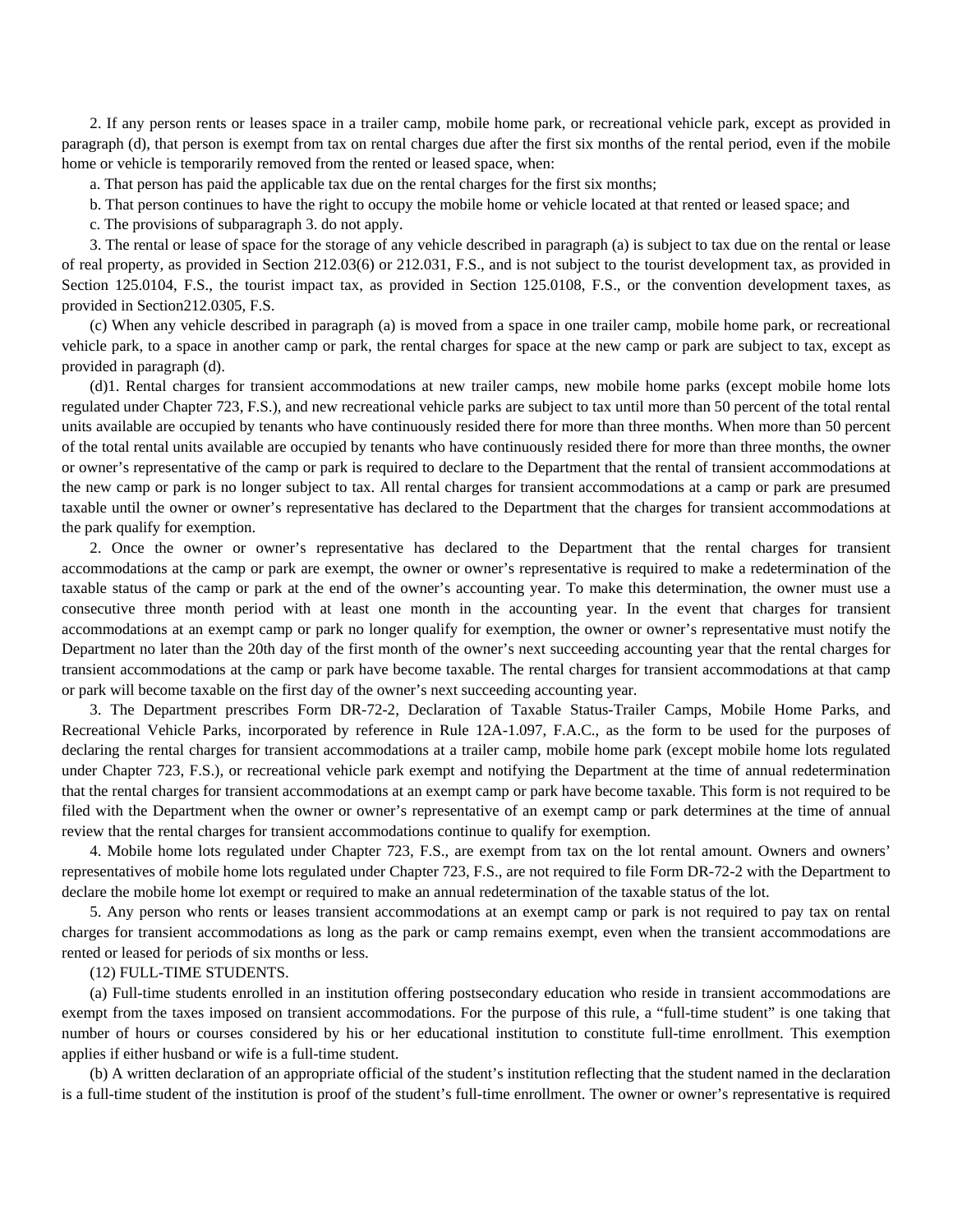2. If any person rents or leases space in a trailer camp, mobile home park, or recreational vehicle park, except as provided in paragraph (d), that person is exempt from tax on rental charges due after the first six months of the rental period, even if the mobile home or vehicle is temporarily removed from the rented or leased space, when:

a. That person has paid the applicable tax due on the rental charges for the first six months;

b. That person continues to have the right to occupy the mobile home or vehicle located at that rented or leased space; and

c. The provisions of subparagraph 3. do not apply.

3. The rental or lease of space for the storage of any vehicle described in paragraph (a) is subject to tax due on the rental or lease of real property, as provided in Section 212.03(6) or 212.031, F.S., and is not subject to the tourist development tax, as provided in Section 125.0104, F.S., the tourist impact tax, as provided in Section 125.0108, F.S., or the convention development taxes, as provided in Section212.0305, F.S.

(c) When any vehicle described in paragraph (a) is moved from a space in one trailer camp, mobile home park, or recreational vehicle park, to a space in another camp or park, the rental charges for space at the new camp or park are subject to tax, except as provided in paragraph (d).

(d)1. Rental charges for transient accommodations at new trailer camps, new mobile home parks (except mobile home lots regulated under Chapter 723, F.S.), and new recreational vehicle parks are subject to tax until more than 50 percent of the total rental units available are occupied by tenants who have continuously resided there for more than three months. When more than 50 percent of the total rental units available are occupied by tenants who have continuously resided there for more than three months, the owner or owner's representative of the camp or park is required to declare to the Department that the rental of transient accommodations at the new camp or park is no longer subject to tax. All rental charges for transient accommodations at a camp or park are presumed taxable until the owner or owner's representative has declared to the Department that the charges for transient accommodations at the park qualify for exemption.

2. Once the owner or owner's representative has declared to the Department that the rental charges for transient accommodations at the camp or park are exempt, the owner or owner's representative is required to make a redetermination of the taxable status of the camp or park at the end of the owner's accounting year. To make this determination, the owner must use a consecutive three month period with at least one month in the accounting year. In the event that charges for transient accommodations at an exempt camp or park no longer qualify for exemption, the owner or owner's representative must notify the Department no later than the 20th day of the first month of the owner's next succeeding accounting year that the rental charges for transient accommodations at the camp or park have become taxable. The rental charges for transient accommodations at that camp or park will become taxable on the first day of the owner's next succeeding accounting year.

3. The Department prescribes Form DR-72-2, Declaration of Taxable Status-Trailer Camps, Mobile Home Parks, and Recreational Vehicle Parks, incorporated by reference in Rule 12A-1.097, F.A.C., as the form to be used for the purposes of declaring the rental charges for transient accommodations at a trailer camp, mobile home park (except mobile home lots regulated under Chapter 723, F.S.), or recreational vehicle park exempt and notifying the Department at the time of annual redetermination that the rental charges for transient accommodations at an exempt camp or park have become taxable. This form is not required to be filed with the Department when the owner or owner's representative of an exempt camp or park determines at the time of annual review that the rental charges for transient accommodations continue to qualify for exemption.

4. Mobile home lots regulated under Chapter 723, F.S., are exempt from tax on the lot rental amount. Owners and owners' representatives of mobile home lots regulated under Chapter 723, F.S., are not required to file Form DR-72-2 with the Department to declare the mobile home lot exempt or required to make an annual redetermination of the taxable status of the lot.

5. Any person who rents or leases transient accommodations at an exempt camp or park is not required to pay tax on rental charges for transient accommodations as long as the park or camp remains exempt, even when the transient accommodations are rented or leased for periods of six months or less.

(12) FULL-TIME STUDENTS.

(a) Full-time students enrolled in an institution offering postsecondary education who reside in transient accommodations are exempt from the taxes imposed on transient accommodations. For the purpose of this rule, a "full-time student" is one taking that number of hours or courses considered by his or her educational institution to constitute full-time enrollment. This exemption applies if either husband or wife is a full-time student.

(b) A written declaration of an appropriate official of the student's institution reflecting that the student named in the declaration is a full-time student of the institution is proof of the student's full-time enrollment. The owner or owner's representative is required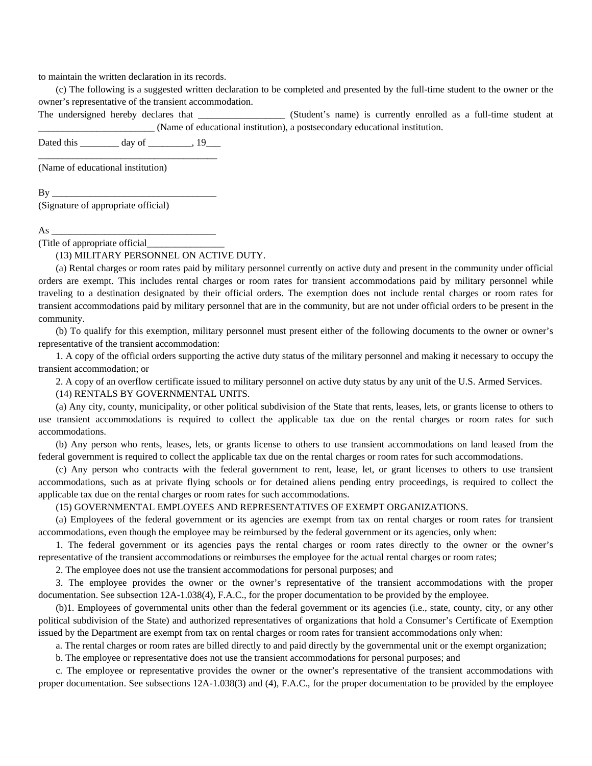to maintain the written declaration in its records.

(c) The following is a suggested written declaration to be completed and presented by the full-time student to the owner or the owner's representative of the transient accommodation.

The undersigned hereby declares that __________________ (Student's name) is currently enrolled as a full-time student at ________________________ (Name of educational institution), a postsecondary educational institution.

Dated this ________ day of _________, 19___

______________________________________
(Name of educational institution)

By __________________________________
(Signature of appropriate official)

As __________________________________
(Title of appropriate official________________

(13) MILITARY PERSONNEL ON ACTIVE DUTY.

(a) Rental charges or room rates paid by military personnel currently on active duty and present in the community under official orders are exempt. This includes rental charges or room rates for transient accommodations paid by military personnel while traveling to a destination designated by their official orders. The exemption does not include rental charges or room rates for transient accommodations paid by military personnel that are in the community, but are not under official orders to be present in the community.

(b) To qualify for this exemption, military personnel must present either of the following documents to the owner or owner's representative of the transient accommodation:

1. A copy of the official orders supporting the active duty status of the military personnel and making it necessary to occupy the transient accommodation; or

2. A copy of an overflow certificate issued to military personnel on active duty status by any unit of the U.S. Armed Services.

(14) RENTALS BY GOVERNMENTAL UNITS.

(a) Any city, county, municipality, or other political subdivision of the State that rents, leases, lets, or grants license to others to use transient accommodations is required to collect the applicable tax due on the rental charges or room rates for such accommodations.

(b) Any person who rents, leases, lets, or grants license to others to use transient accommodations on land leased from the federal government is required to collect the applicable tax due on the rental charges or room rates for such accommodations.

(c) Any person who contracts with the federal government to rent, lease, let, or grant licenses to others to use transient accommodations, such as at private flying schools or for detained aliens pending entry proceedings, is required to collect the applicable tax due on the rental charges or room rates for such accommodations.

(15) GOVERNMENTAL EMPLOYEES AND REPRESENTATIVES OF EXEMPT ORGANIZATIONS.

(a) Employees of the federal government or its agencies are exempt from tax on rental charges or room rates for transient accommodations, even though the employee may be reimbursed by the federal government or its agencies, only when:

1. The federal government or its agencies pays the rental charges or room rates directly to the owner or the owner's representative of the transient accommodations or reimburses the employee for the actual rental charges or room rates;

2. The employee does not use the transient accommodations for personal purposes; and

3. The employee provides the owner or the owner's representative of the transient accommodations with the proper documentation. See subsection 12A-1.038(4), F.A.C., for the proper documentation to be provided by the employee.

(b)1. Employees of governmental units other than the federal government or its agencies (i.e., state, county, city, or any other political subdivision of the State) and authorized representatives of organizations that hold a Consumer's Certificate of Exemption issued by the Department are exempt from tax on rental charges or room rates for transient accommodations only when:

a. The rental charges or room rates are billed directly to and paid directly by the governmental unit or the exempt organization;

b. The employee or representative does not use the transient accommodations for personal purposes; and

c. The employee or representative provides the owner or the owner's representative of the transient accommodations with proper documentation. See subsections 12A-1.038(3) and (4), F.A.C., for the proper documentation to be provided by the employee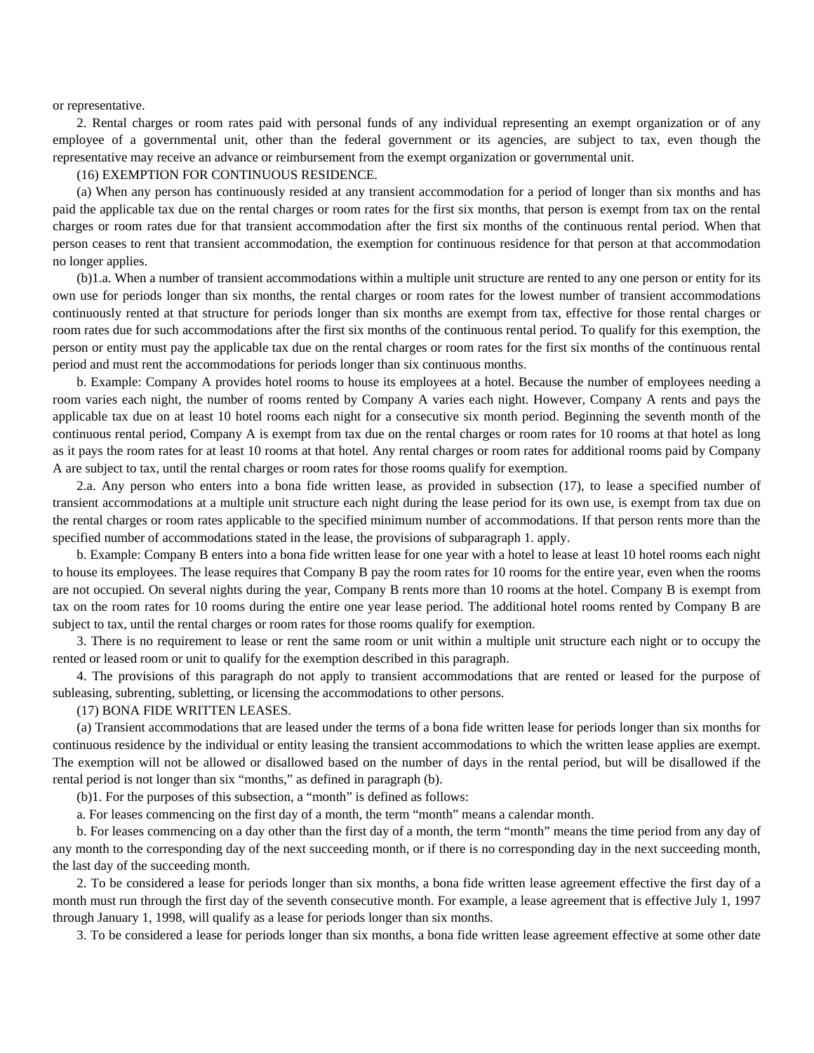or representative.

2. Rental charges or room rates paid with personal funds of any individual representing an exempt organization or of any employee of a governmental unit, other than the federal government or its agencies, are subject to tax, even though the representative may receive an advance or reimbursement from the exempt organization or governmental unit.

(16) EXEMPTION FOR CONTINUOUS RESIDENCE.

(a) When any person has continuously resided at any transient accommodation for a period of longer than six months and has paid the applicable tax due on the rental charges or room rates for the first six months, that person is exempt from tax on the rental charges or room rates due for that transient accommodation after the first six months of the continuous rental period. When that person ceases to rent that transient accommodation, the exemption for continuous residence for that person at that accommodation no longer applies.

(b)1.a. When a number of transient accommodations within a multiple unit structure are rented to any one person or entity for its own use for periods longer than six months, the rental charges or room rates for the lowest number of transient accommodations continuously rented at that structure for periods longer than six months are exempt from tax, effective for those rental charges or room rates due for such accommodations after the first six months of the continuous rental period. To qualify for this exemption, the person or entity must pay the applicable tax due on the rental charges or room rates for the first six months of the continuous rental period and must rent the accommodations for periods longer than six continuous months.

b. Example: Company A provides hotel rooms to house its employees at a hotel. Because the number of employees needing a room varies each night, the number of rooms rented by Company A varies each night. However, Company A rents and pays the applicable tax due on at least 10 hotel rooms each night for a consecutive six month period. Beginning the seventh month of the continuous rental period, Company A is exempt from tax due on the rental charges or room rates for 10 rooms at that hotel as long as it pays the room rates for at least 10 rooms at that hotel. Any rental charges or room rates for additional rooms paid by Company A are subject to tax, until the rental charges or room rates for those rooms qualify for exemption.

2.a. Any person who enters into a bona fide written lease, as provided in subsection (17), to lease a specified number of transient accommodations at a multiple unit structure each night during the lease period for its own use, is exempt from tax due on the rental charges or room rates applicable to the specified minimum number of accommodations. If that person rents more than the specified number of accommodations stated in the lease, the provisions of subparagraph 1. apply.

b. Example: Company B enters into a bona fide written lease for one year with a hotel to lease at least 10 hotel rooms each night to house its employees. The lease requires that Company B pay the room rates for 10 rooms for the entire year, even when the rooms are not occupied. On several nights during the year, Company B rents more than 10 rooms at the hotel. Company B is exempt from tax on the room rates for 10 rooms during the entire one year lease period. The additional hotel rooms rented by Company B are subject to tax, until the rental charges or room rates for those rooms qualify for exemption.

3. There is no requirement to lease or rent the same room or unit within a multiple unit structure each night or to occupy the rented or leased room or unit to qualify for the exemption described in this paragraph.

4. The provisions of this paragraph do not apply to transient accommodations that are rented or leased for the purpose of subleasing, subrenting, subletting, or licensing the accommodations to other persons.

(17) BONA FIDE WRITTEN LEASES.

(a) Transient accommodations that are leased under the terms of a bona fide written lease for periods longer than six months for continuous residence by the individual or entity leasing the transient accommodations to which the written lease applies are exempt. The exemption will not be allowed or disallowed based on the number of days in the rental period, but will be disallowed if the rental period is not longer than six "months," as defined in paragraph (b).

(b)1. For the purposes of this subsection, a "month" is defined as follows:

a. For leases commencing on the first day of a month, the term "month" means a calendar month.

b. For leases commencing on a day other than the first day of a month, the term "month" means the time period from any day of any month to the corresponding day of the next succeeding month, or if there is no corresponding day in the next succeeding month, the last day of the succeeding month.

2. To be considered a lease for periods longer than six months, a bona fide written lease agreement effective the first day of a month must run through the first day of the seventh consecutive month. For example, a lease agreement that is effective July 1, 1997 through January 1, 1998, will qualify as a lease for periods longer than six months.

3. To be considered a lease for periods longer than six months, a bona fide written lease agreement effective at some other date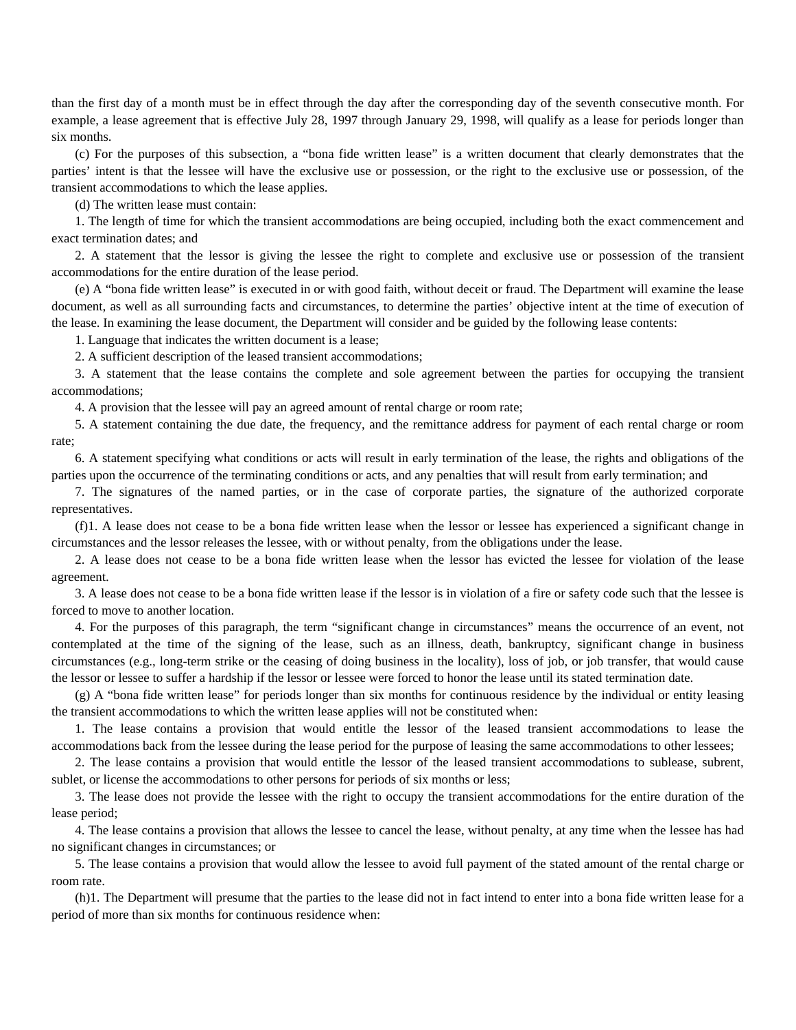than the first day of a month must be in effect through the day after the corresponding day of the seventh consecutive month. For example, a lease agreement that is effective July 28, 1997 through January 29, 1998, will qualify as a lease for periods longer than six months.

(c) For the purposes of this subsection, a "bona fide written lease" is a written document that clearly demonstrates that the parties' intent is that the lessee will have the exclusive use or possession, or the right to the exclusive use or possession, of the transient accommodations to which the lease applies.

(d) The written lease must contain:

1. The length of time for which the transient accommodations are being occupied, including both the exact commencement and exact termination dates; and

2. A statement that the lessor is giving the lessee the right to complete and exclusive use or possession of the transient accommodations for the entire duration of the lease period.

(e) A "bona fide written lease" is executed in or with good faith, without deceit or fraud. The Department will examine the lease document, as well as all surrounding facts and circumstances, to determine the parties' objective intent at the time of execution of the lease. In examining the lease document, the Department will consider and be guided by the following lease contents:

1. Language that indicates the written document is a lease;

2. A sufficient description of the leased transient accommodations;

3. A statement that the lease contains the complete and sole agreement between the parties for occupying the transient accommodations;

4. A provision that the lessee will pay an agreed amount of rental charge or room rate;

5. A statement containing the due date, the frequency, and the remittance address for payment of each rental charge or room rate;

6. A statement specifying what conditions or acts will result in early termination of the lease, the rights and obligations of the parties upon the occurrence of the terminating conditions or acts, and any penalties that will result from early termination; and

7. The signatures of the named parties, or in the case of corporate parties, the signature of the authorized corporate representatives.

(f)1. A lease does not cease to be a bona fide written lease when the lessor or lessee has experienced a significant change in circumstances and the lessor releases the lessee, with or without penalty, from the obligations under the lease.

2. A lease does not cease to be a bona fide written lease when the lessor has evicted the lessee for violation of the lease agreement.

3. A lease does not cease to be a bona fide written lease if the lessor is in violation of a fire or safety code such that the lessee is forced to move to another location.

4. For the purposes of this paragraph, the term "significant change in circumstances" means the occurrence of an event, not contemplated at the time of the signing of the lease, such as an illness, death, bankruptcy, significant change in business circumstances (e.g., long-term strike or the ceasing of doing business in the locality), loss of job, or job transfer, that would cause the lessor or lessee to suffer a hardship if the lessor or lessee were forced to honor the lease until its stated termination date.

(g) A "bona fide written lease" for periods longer than six months for continuous residence by the individual or entity leasing the transient accommodations to which the written lease applies will not be constituted when:

1. The lease contains a provision that would entitle the lessor of the leased transient accommodations to lease the accommodations back from the lessee during the lease period for the purpose of leasing the same accommodations to other lessees;

2. The lease contains a provision that would entitle the lessor of the leased transient accommodations to sublease, subrent, sublet, or license the accommodations to other persons for periods of six months or less;

3. The lease does not provide the lessee with the right to occupy the transient accommodations for the entire duration of the lease period;

4. The lease contains a provision that allows the lessee to cancel the lease, without penalty, at any time when the lessee has had no significant changes in circumstances; or

5. The lease contains a provision that would allow the lessee to avoid full payment of the stated amount of the rental charge or room rate.

(h)1. The Department will presume that the parties to the lease did not in fact intend to enter into a bona fide written lease for a period of more than six months for continuous residence when: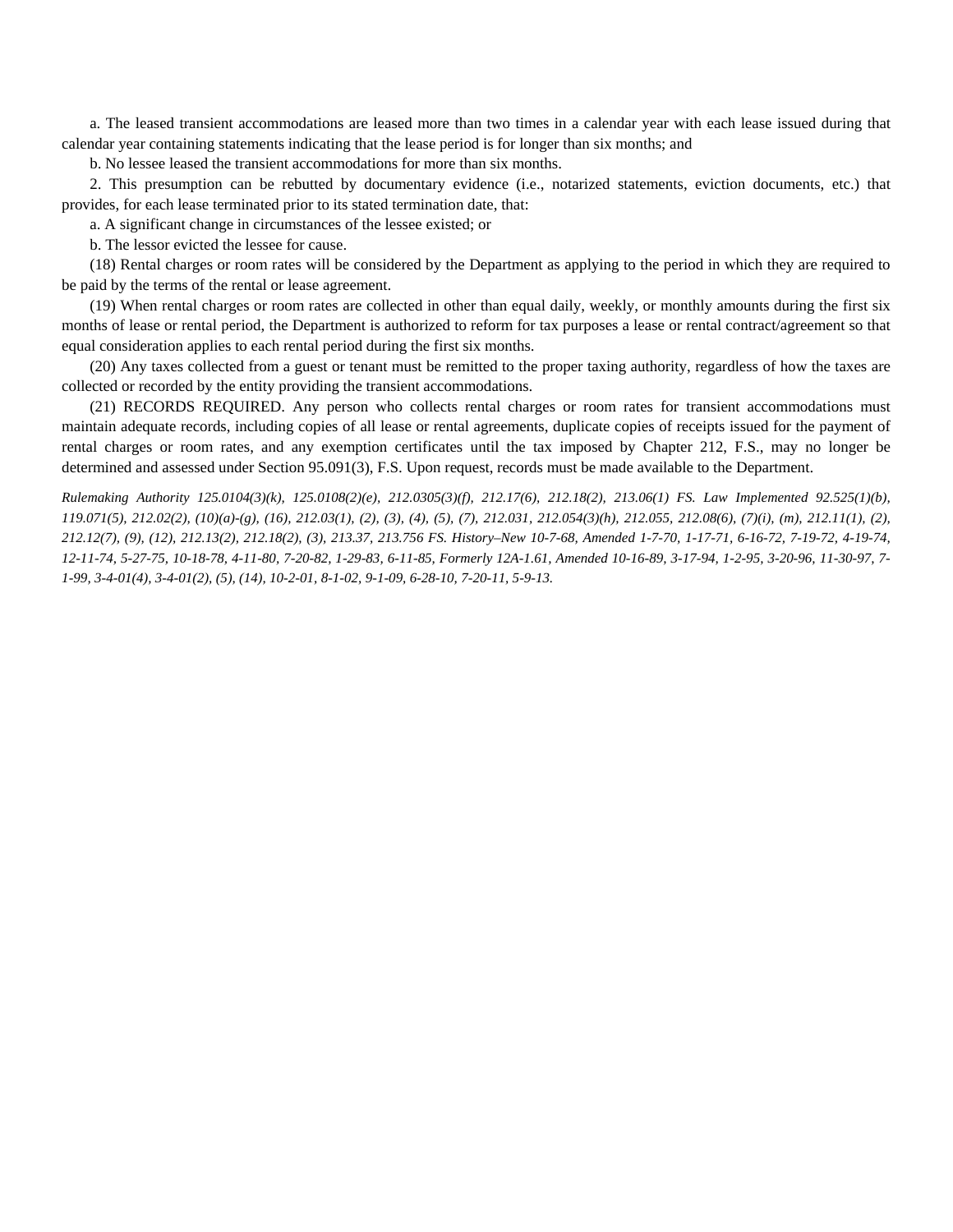a. The leased transient accommodations are leased more than two times in a calendar year with each lease issued during that calendar year containing statements indicating that the lease period is for longer than six months; and

b. No lessee leased the transient accommodations for more than six months.

2. This presumption can be rebutted by documentary evidence (i.e., notarized statements, eviction documents, etc.) that provides, for each lease terminated prior to its stated termination date, that:

a. A significant change in circumstances of the lessee existed; or

b. The lessor evicted the lessee for cause.

(18) Rental charges or room rates will be considered by the Department as applying to the period in which they are required to be paid by the terms of the rental or lease agreement.

(19) When rental charges or room rates are collected in other than equal daily, weekly, or monthly amounts during the first six months of lease or rental period, the Department is authorized to reform for tax purposes a lease or rental contract/agreement so that equal consideration applies to each rental period during the first six months.

(20) Any taxes collected from a guest or tenant must be remitted to the proper taxing authority, regardless of how the taxes are collected or recorded by the entity providing the transient accommodations.

(21) RECORDS REQUIRED. Any person who collects rental charges or room rates for transient accommodations must maintain adequate records, including copies of all lease or rental agreements, duplicate copies of receipts issued for the payment of rental charges or room rates, and any exemption certificates until the tax imposed by Chapter 212, F.S., may no longer be determined and assessed under Section 95.091(3), F.S. Upon request, records must be made available to the Department.

*Rulemaking Authority 125.0104(3)(k), 125.0108(2)(e), 212.0305(3)(f), 212.17(6), 212.18(2), 213.06(1) FS. Law Implemented 92.525(1)(b), 119.071(5), 212.02(2), (10)(a)-(g), (16), 212.03(1), (2), (3), (4), (5), (7), 212.031, 212.054(3)(h), 212.055, 212.08(6), (7)(i), (m), 212.11(1), (2), 212.12(7), (9), (12), 212.13(2), 212.18(2), (3), 213.37, 213.756 FS. History–New 10-7-68, Amended 1-7-70, 1-17-71, 6-16-72, 7-19-72, 4-19-74, 12-11-74, 5-27-75, 10-18-78, 4-11-80, 7-20-82, 1-29-83, 6-11-85, Formerly 12A-1.61, Amended 10-16-89, 3-17-94, 1-2-95, 3-20-96, 11-30-97, 7-1-99, 3-4-01(4), 3-4-01(2), (5), (14), 10-2-01, 8-1-02, 9-1-09, 6-28-10, 7-20-11, 5-9-13.*